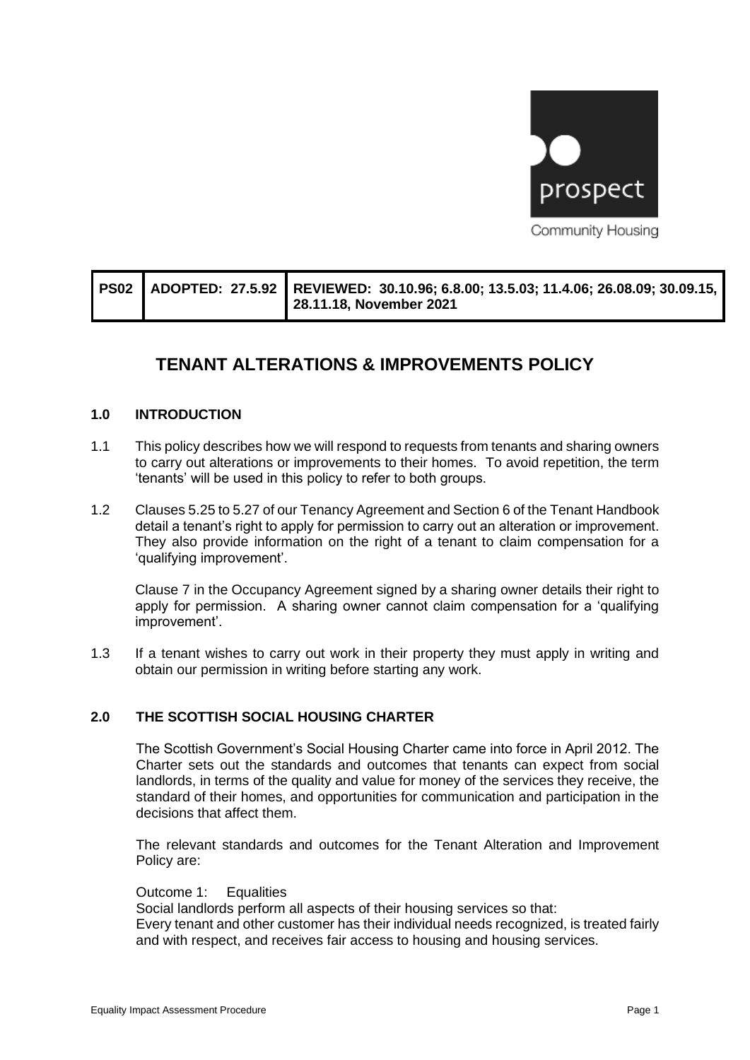| PS02 | ADOPTED: 27.5.92 | REVIEWED: 30.10.96; 6.8.00; 13.5.03; 11.4.06; 26.08.09; 30.09.15, 28.11.18, November 2021 |
|---|---|---|

# TENANT ALTERATIONS & IMPROVEMENTS POLICY

## 1.0 INTRODUCTION

1.1 This policy describes how we will respond to requests from tenants and sharing owners to carry out alterations or improvements to their homes. To avoid repetition, the term 'tenants' will be used in this policy to refer to both groups.

1.2 Clauses 5.25 to 5.27 of our Tenancy Agreement and Section 6 of the Tenant Handbook detail a tenant's right to apply for permission to carry out an alteration or improvement. They also provide information on the right of a tenant to claim compensation for a 'qualifying improvement'.

Clause 7 in the Occupancy Agreement signed by a sharing owner details their right to apply for permission. A sharing owner cannot claim compensation for a 'qualifying improvement'.

1.3 If a tenant wishes to carry out work in their property they must apply in writing and obtain our permission in writing before starting any work.

## 2.0 THE SCOTTISH SOCIAL HOUSING CHARTER

The Scottish Government's Social Housing Charter came into force in April 2012. The Charter sets out the standards and outcomes that tenants can expect from social landlords, in terms of the quality and value for money of the services they receive, the standard of their homes, and opportunities for communication and participation in the decisions that affect them.

The relevant standards and outcomes for the Tenant Alteration and Improvement Policy are:

Outcome 1: Equalities
Social landlords perform all aspects of their housing services so that:
Every tenant and other customer has their individual needs recognized, is treated fairly and with respect, and receives fair access to housing and housing services.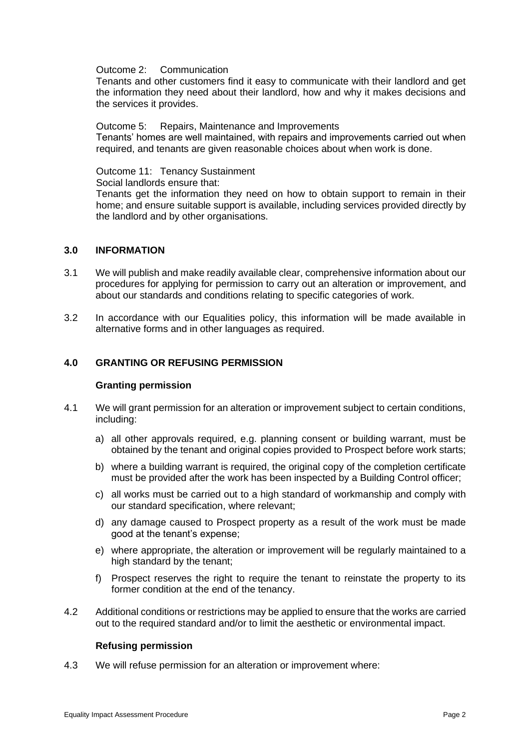Outcome 2: Communication

Tenants and other customers find it easy to communicate with their landlord and get the information they need about their landlord, how and why it makes decisions and the services it provides.

Outcome 5: Repairs, Maintenance and Improvements

Tenants' homes are well maintained, with repairs and improvements carried out when required, and tenants are given reasonable choices about when work is done.

Outcome 11: Tenancy Sustainment

Social landlords ensure that:

Tenants get the information they need on how to obtain support to remain in their home; and ensure suitable support is available, including services provided directly by the landlord and by other organisations.

## 3.0 INFORMATION

3.1 We will publish and make readily available clear, comprehensive information about our procedures for applying for permission to carry out an alteration or improvement, and about our standards and conditions relating to specific categories of work.

3.2 In accordance with our Equalities policy, this information will be made available in alternative forms and in other languages as required.

## 4.0 GRANTING OR REFUSING PERMISSION

### Granting permission

4.1 We will grant permission for an alteration or improvement subject to certain conditions, including:

a) all other approvals required, e.g. planning consent or building warrant, must be obtained by the tenant and original copies provided to Prospect before work starts;

b) where a building warrant is required, the original copy of the completion certificate must be provided after the work has been inspected by a Building Control officer;

c) all works must be carried out to a high standard of workmanship and comply with our standard specification, where relevant;

d) any damage caused to Prospect property as a result of the work must be made good at the tenant's expense;

e) where appropriate, the alteration or improvement will be regularly maintained to a high standard by the tenant;

f) Prospect reserves the right to require the tenant to reinstate the property to its former condition at the end of the tenancy.

4.2 Additional conditions or restrictions may be applied to ensure that the works are carried out to the required standard and/or to limit the aesthetic or environmental impact.

### Refusing permission

4.3 We will refuse permission for an alteration or improvement where: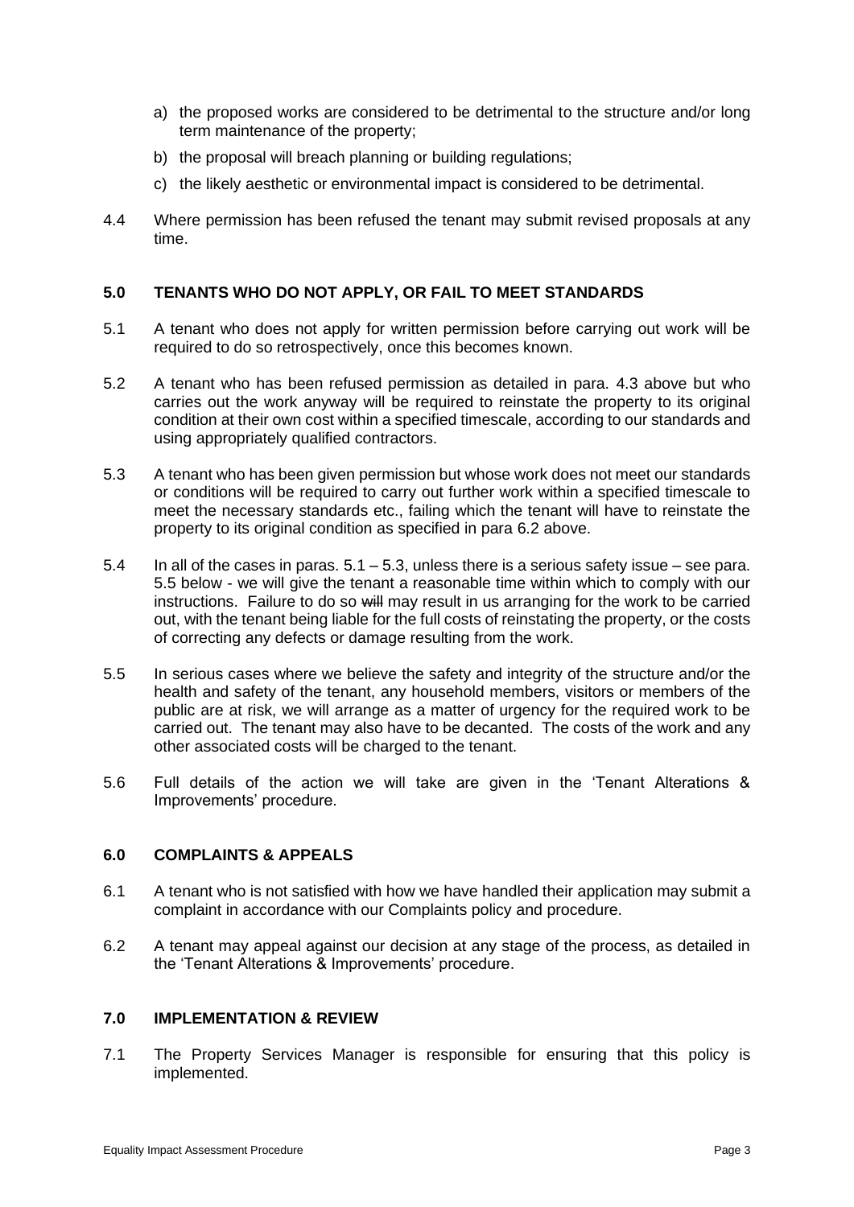a) the proposed works are considered to be detrimental to the structure and/or long term maintenance of the property;

b) the proposal will breach planning or building regulations;

c) the likely aesthetic or environmental impact is considered to be detrimental.

4.4 Where permission has been refused the tenant may submit revised proposals at any time.

## 5.0 TENANTS WHO DO NOT APPLY, OR FAIL TO MEET STANDARDS

5.1 A tenant who does not apply for written permission before carrying out work will be required to do so retrospectively, once this becomes known.

5.2 A tenant who has been refused permission as detailed in para. 4.3 above but who carries out the work anyway will be required to reinstate the property to its original condition at their own cost within a specified timescale, according to our standards and using appropriately qualified contractors.

5.3 A tenant who has been given permission but whose work does not meet our standards or conditions will be required to carry out further work within a specified timescale to meet the necessary standards etc., failing which the tenant will have to reinstate the property to its original condition as specified in para 6.2 above.

5.4 In all of the cases in paras. 5.1 – 5.3, unless there is a serious safety issue – see para. 5.5 below - we will give the tenant a reasonable time within which to comply with our instructions. Failure to do so ~~will~~ may result in us arranging for the work to be carried out, with the tenant being liable for the full costs of reinstating the property, or the costs of correcting any defects or damage resulting from the work.

5.5 In serious cases where we believe the safety and integrity of the structure and/or the health and safety of the tenant, any household members, visitors or members of the public are at risk, we will arrange as a matter of urgency for the required work to be carried out. The tenant may also have to be decanted. The costs of the work and any other associated costs will be charged to the tenant.

5.6 Full details of the action we will take are given in the 'Tenant Alterations & Improvements' procedure.

## 6.0 COMPLAINTS & APPEALS

6.1 A tenant who is not satisfied with how we have handled their application may submit a complaint in accordance with our Complaints policy and procedure.

6.2 A tenant may appeal against our decision at any stage of the process, as detailed in the 'Tenant Alterations & Improvements' procedure.

## 7.0 IMPLEMENTATION & REVIEW

7.1 The Property Services Manager is responsible for ensuring that this policy is implemented.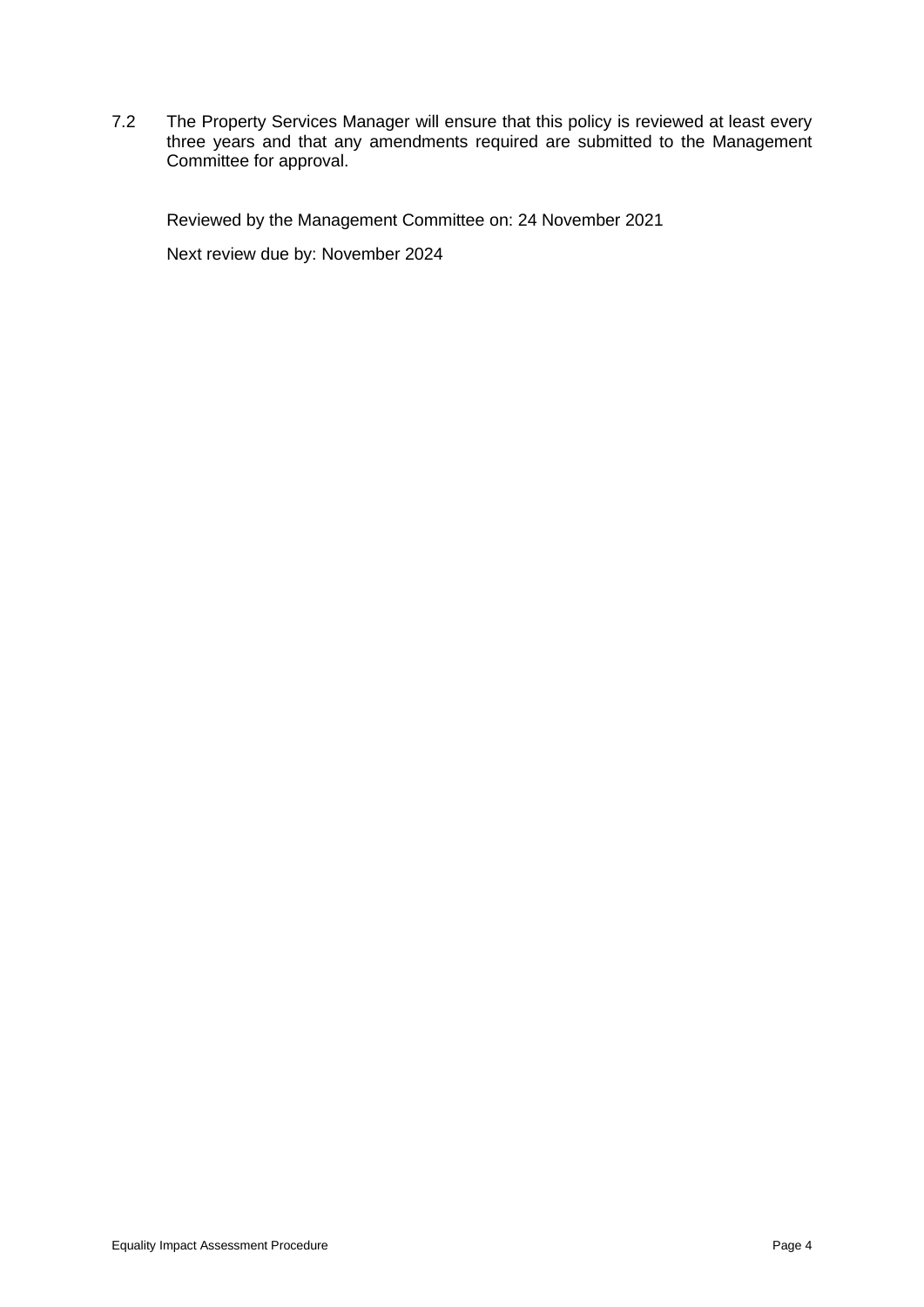7.2 The Property Services Manager will ensure that this policy is reviewed at least every three years and that any amendments required are submitted to the Management Committee for approval.

Reviewed by the Management Committee on: 24 November 2021

Next review due by: November 2024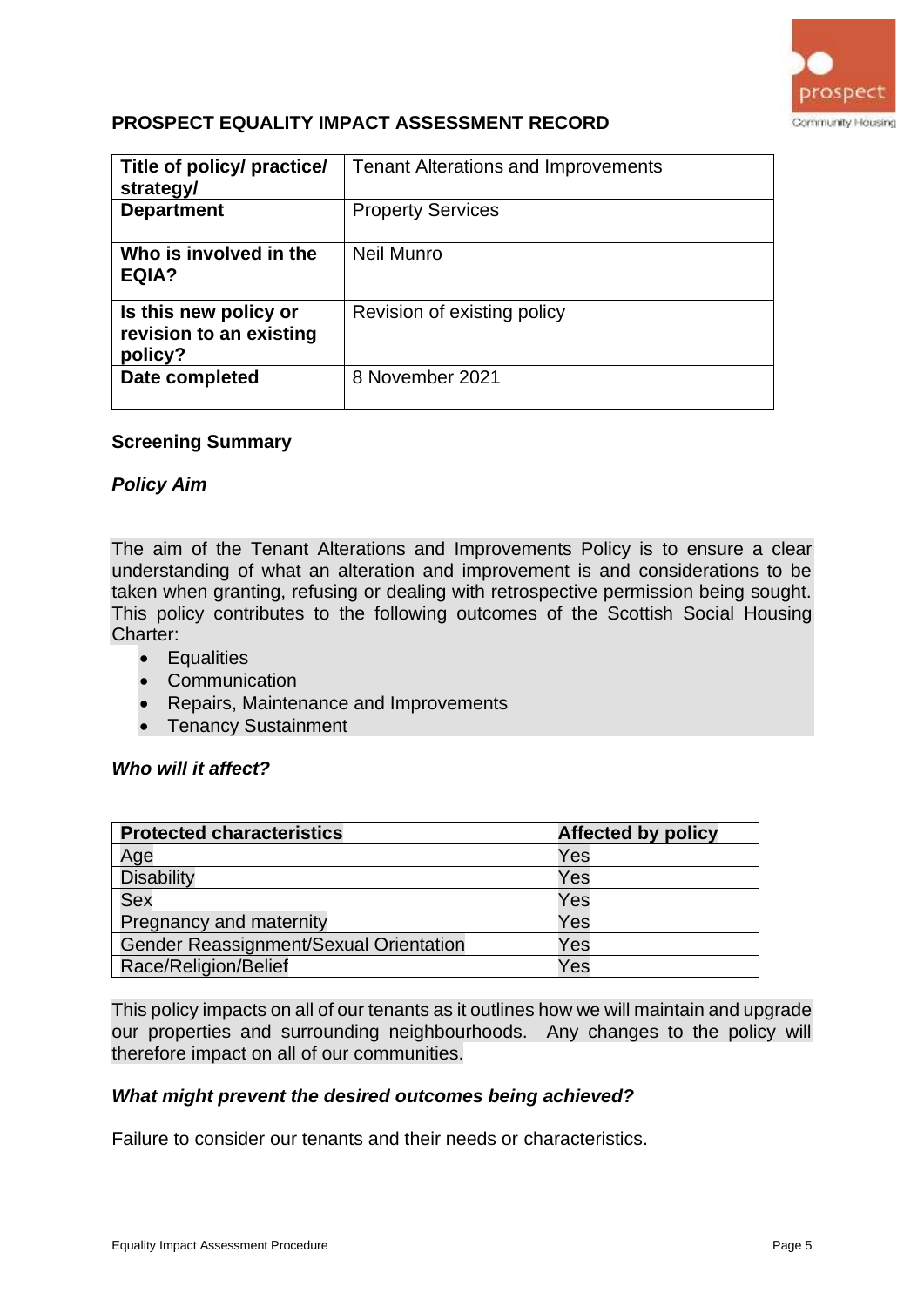## PROSPECT EQUALITY IMPACT ASSESSMENT RECORD

| Title of policy/ practice/ strategy/ | Tenant Alterations and Improvements |
|---|---|
| **Department** | Property Services |
| **Who is involved in the EQIA?** | Neil Munro |
| **Is this new policy or revision to an existing policy?** | Revision of existing policy |
| **Date completed** | 8 November 2021 |

### Screening Summary

***Policy Aim***

The aim of the Tenant Alterations and Improvements Policy is to ensure a clear understanding of what an alteration and improvement is and considerations to be taken when granting, refusing or dealing with retrospective permission being sought. This policy contributes to the following outcomes of the Scottish Social Housing Charter:

- Equalities
- Communication
- Repairs, Maintenance and Improvements
- Tenancy Sustainment

***Who will it affect?***

| Protected characteristics | Affected by policy |
|---|---|
| Age | Yes |
| Disability | Yes |
| Sex | Yes |
| Pregnancy and maternity | Yes |
| Gender Reassignment/Sexual Orientation | Yes |
| Race/Religion/Belief | Yes |

This policy impacts on all of our tenants as it outlines how we will maintain and upgrade our properties and surrounding neighbourhoods. Any changes to the policy will therefore impact on all of our communities.

***What might prevent the desired outcomes being achieved?***

Failure to consider our tenants and their needs or characteristics.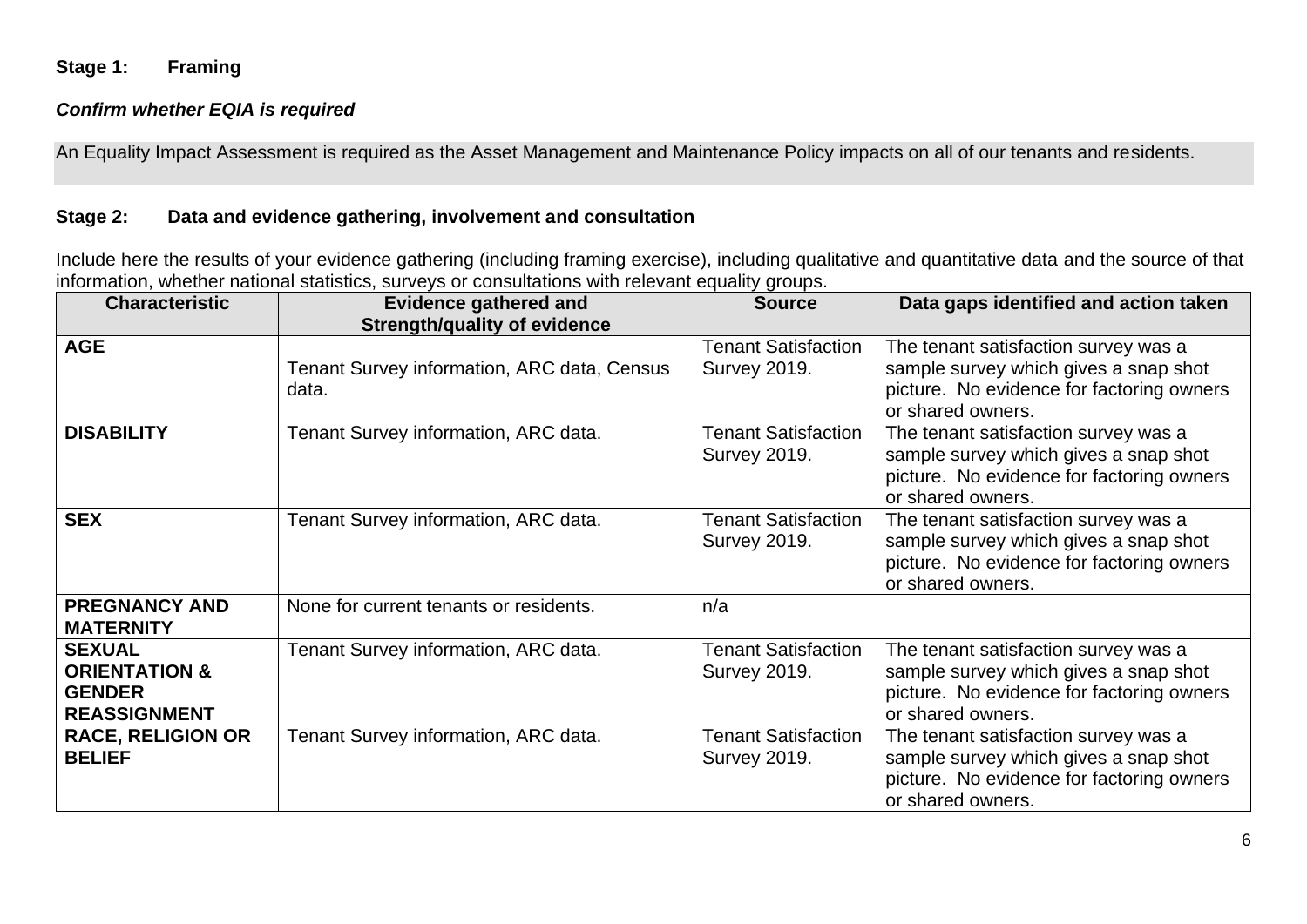**Stage 1: Framing**

***Confirm whether EQIA is required***

An Equality Impact Assessment is required as the Asset Management and Maintenance Policy impacts on all of our tenants and residents.

**Stage 2: Data and evidence gathering, involvement and consultation**

Include here the results of your evidence gathering (including framing exercise), including qualitative and quantitative data and the source of that information, whether national statistics, surveys or consultations with relevant equality groups.

| Characteristic | Evidence gathered and Strength/quality of evidence | Source | Data gaps identified and action taken |
|---|---|---|---|
| **AGE** | Tenant Survey information, ARC data, Census data. | Tenant Satisfaction Survey 2019. | The tenant satisfaction survey was a sample survey which gives a snap shot picture. No evidence for factoring owners or shared owners. |
| **DISABILITY** | Tenant Survey information, ARC data. | Tenant Satisfaction Survey 2019. | The tenant satisfaction survey was a sample survey which gives a snap shot picture. No evidence for factoring owners or shared owners. |
| **SEX** | Tenant Survey information, ARC data. | Tenant Satisfaction Survey 2019. | The tenant satisfaction survey was a sample survey which gives a snap shot picture. No evidence for factoring owners or shared owners. |
| **PREGNANCY AND MATERNITY** | None for current tenants or residents. | n/a | |
| **SEXUAL ORIENTATION & GENDER REASSIGNMENT** | Tenant Survey information, ARC data. | Tenant Satisfaction Survey 2019. | The tenant satisfaction survey was a sample survey which gives a snap shot picture. No evidence for factoring owners or shared owners. |
| **RACE, RELIGION OR BELIEF** | Tenant Survey information, ARC data. | Tenant Satisfaction Survey 2019. | The tenant satisfaction survey was a sample survey which gives a snap shot picture. No evidence for factoring owners or shared owners. |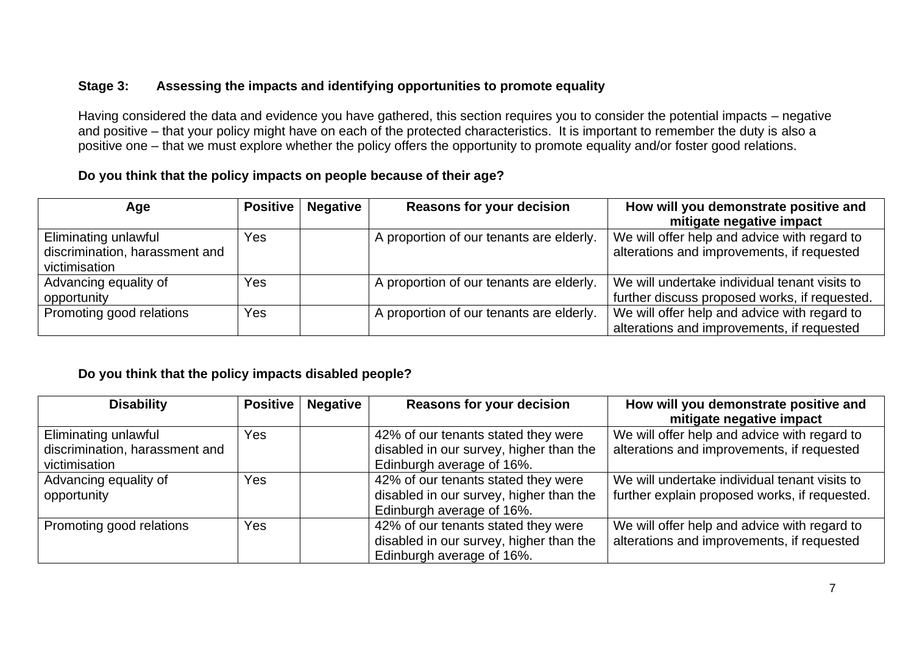### Stage 3: Assessing the impacts and identifying opportunities to promote equality

Having considered the data and evidence you have gathered, this section requires you to consider the potential impacts – negative and positive – that your policy might have on each of the protected characteristics. It is important to remember the duty is also a positive one – that we must explore whether the policy offers the opportunity to promote equality and/or foster good relations.

**Do you think that the policy impacts on people because of their age?**

| Age | Positive | Negative | Reasons for your decision | How will you demonstrate positive and mitigate negative impact |
|---|---|---|---|---|
| Eliminating unlawful discrimination, harassment and victimisation | Yes | | A proportion of our tenants are elderly. | We will offer help and advice with regard to alterations and improvements, if requested |
| Advancing equality of opportunity | Yes | | A proportion of our tenants are elderly. | We will undertake individual tenant visits to further discuss proposed works, if requested. |
| Promoting good relations | Yes | | A proportion of our tenants are elderly. | We will offer help and advice with regard to alterations and improvements, if requested |

**Do you think that the policy impacts disabled people?**

| Disability | Positive | Negative | Reasons for your decision | How will you demonstrate positive and mitigate negative impact |
|---|---|---|---|---|
| Eliminating unlawful discrimination, harassment and victimisation | Yes | | 42% of our tenants stated they were disabled in our survey, higher than the Edinburgh average of 16%. | We will offer help and advice with regard to alterations and improvements, if requested |
| Advancing equality of opportunity | Yes | | 42% of our tenants stated they were disabled in our survey, higher than the Edinburgh average of 16%. | We will undertake individual tenant visits to further explain proposed works, if requested. |
| Promoting good relations | Yes | | 42% of our tenants stated they were disabled in our survey, higher than the Edinburgh average of 16%. | We will offer help and advice with regard to alterations and improvements, if requested |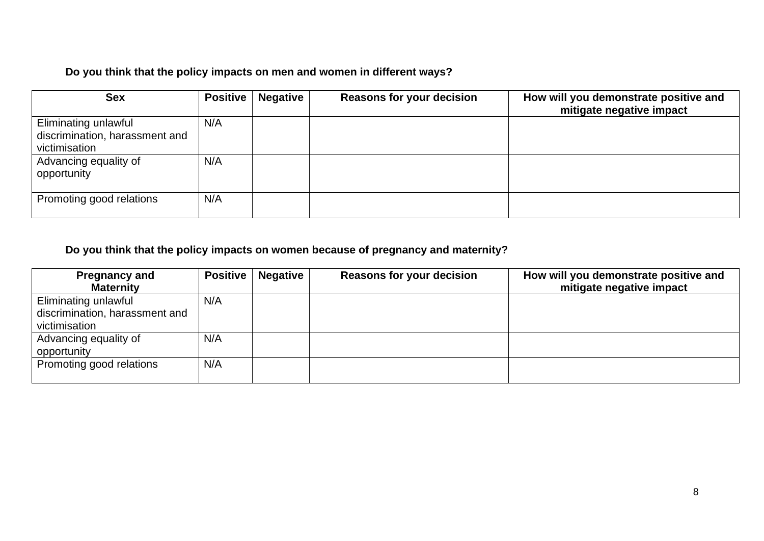**Do you think that the policy impacts on men and women in different ways?**

| Sex | Positive | Negative | Reasons for your decision | How will you demonstrate positive and mitigate negative impact |
|---|---|---|---|---|
| Eliminating unlawful discrimination, harassment and victimisation | N/A | | | |
| Advancing equality of opportunity | N/A | | | |
| Promoting good relations | N/A | | | |

**Do you think that the policy impacts on women because of pregnancy and maternity?**

| Pregnancy and Maternity | Positive | Negative | Reasons for your decision | How will you demonstrate positive and mitigate negative impact |
|---|---|---|---|---|
| Eliminating unlawful discrimination, harassment and victimisation | N/A | | | |
| Advancing equality of opportunity | N/A | | | |
| Promoting good relations | N/A | | | |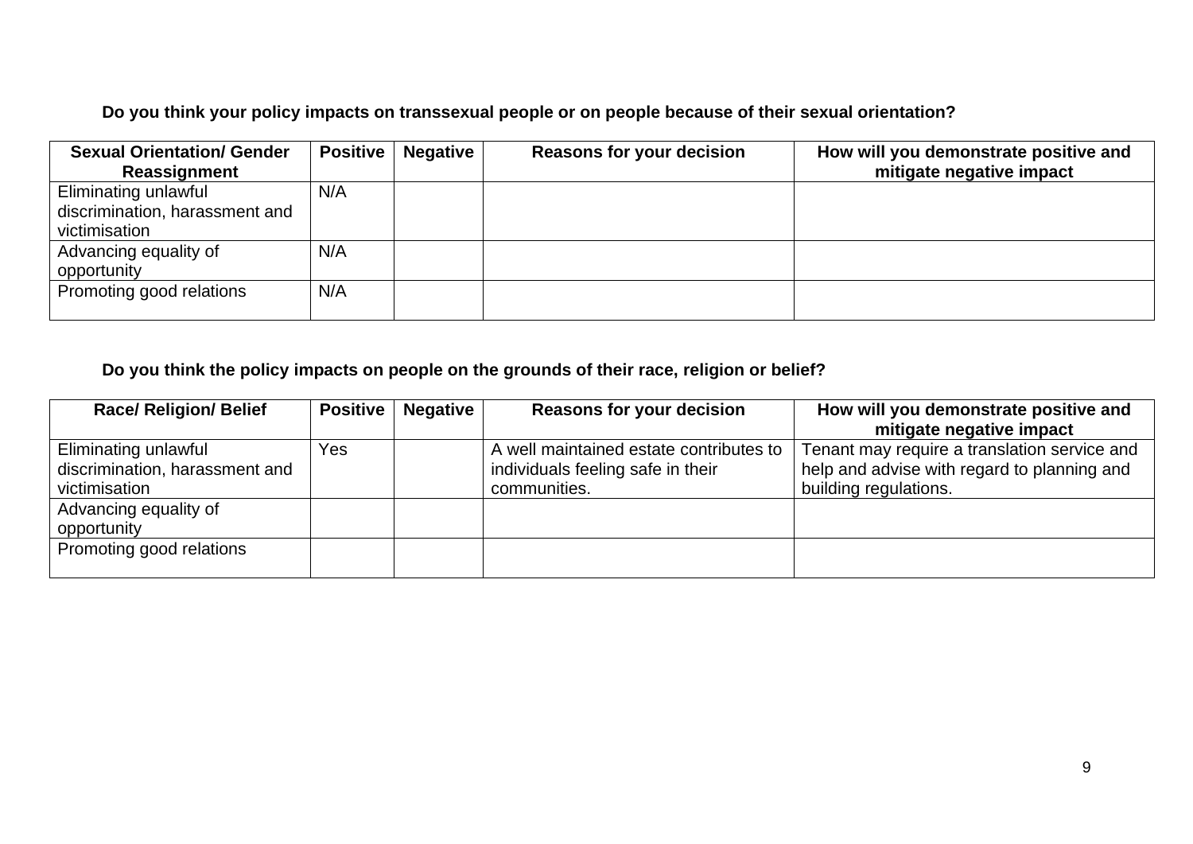**Do you think your policy impacts on transsexual people or on people because of their sexual orientation?**

| Sexual Orientation/ Gender Reassignment | Positive | Negative | Reasons for your decision | How will you demonstrate positive and mitigate negative impact |
|---|---|---|---|---|
| Eliminating unlawful discrimination, harassment and victimisation | N/A | | | |
| Advancing equality of opportunity | N/A | | | |
| Promoting good relations | N/A | | | |

**Do you think the policy impacts on people on the grounds of their race, religion or belief?**

| Race/ Religion/ Belief | Positive | Negative | Reasons for your decision | How will you demonstrate positive and mitigate negative impact |
|---|---|---|---|---|
| Eliminating unlawful discrimination, harassment and victimisation | Yes | | A well maintained estate contributes to individuals feeling safe in their communities. | Tenant may require a translation service and help and advise with regard to planning and building regulations. |
| Advancing equality of opportunity | | | | |
| Promoting good relations | | | | |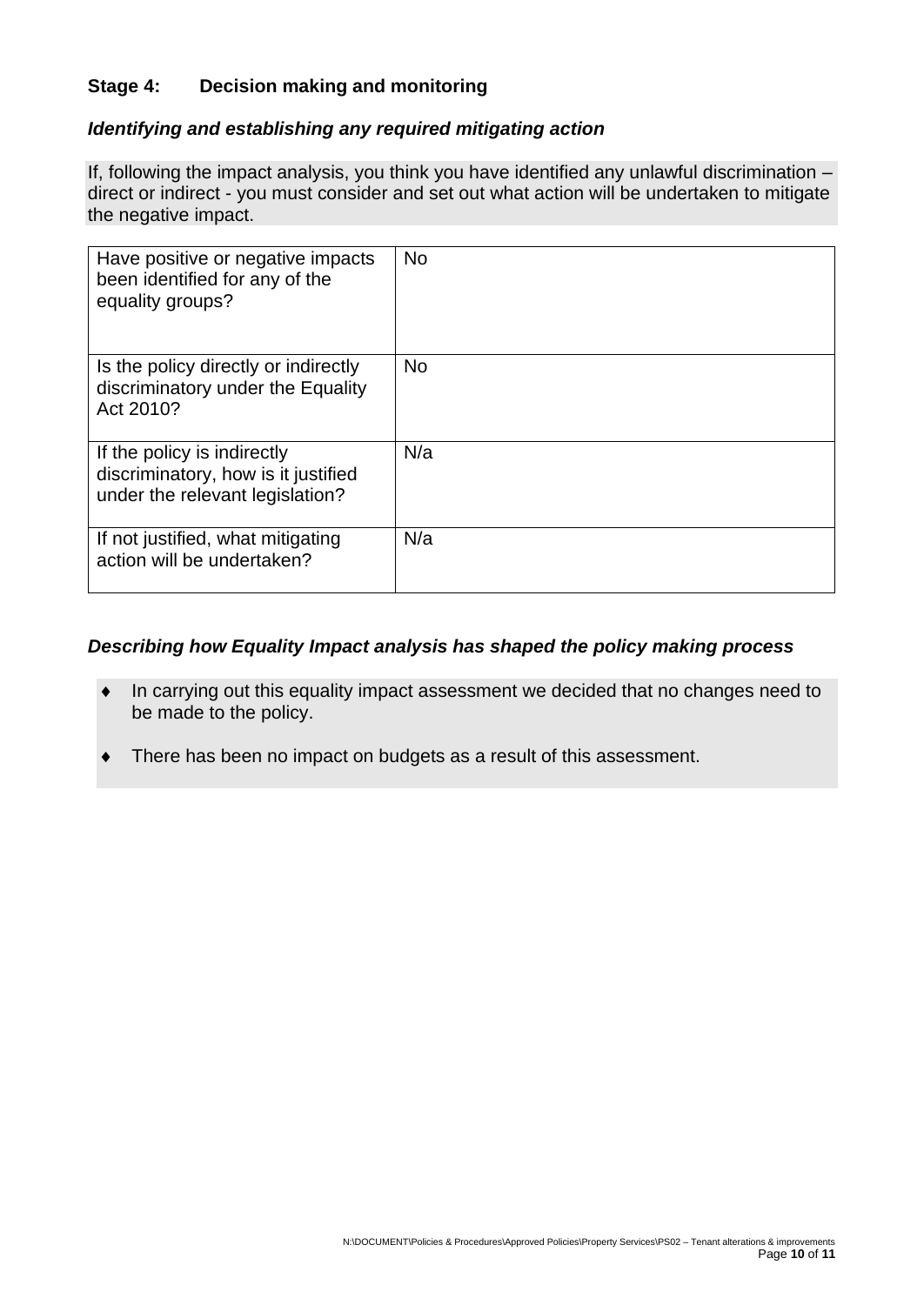### Stage 4: Decision making and monitoring

#### *Identifying and establishing any required mitigating action*

If, following the impact analysis, you think you have identified any unlawful discrimination – direct or indirect - you must consider and set out what action will be undertaken to mitigate the negative impact.

| | |
|---|---|
| Have positive or negative impacts been identified for any of the equality groups? | No |
| Is the policy directly or indirectly discriminatory under the Equality Act 2010? | No |
| If the policy is indirectly discriminatory, how is it justified under the relevant legislation? | N/a |
| If not justified, what mitigating action will be undertaken? | N/a |

#### *Describing how Equality Impact analysis has shaped the policy making process*

- In carrying out this equality impact assessment we decided that no changes need to be made to the policy.
- There has been no impact on budgets as a result of this assessment.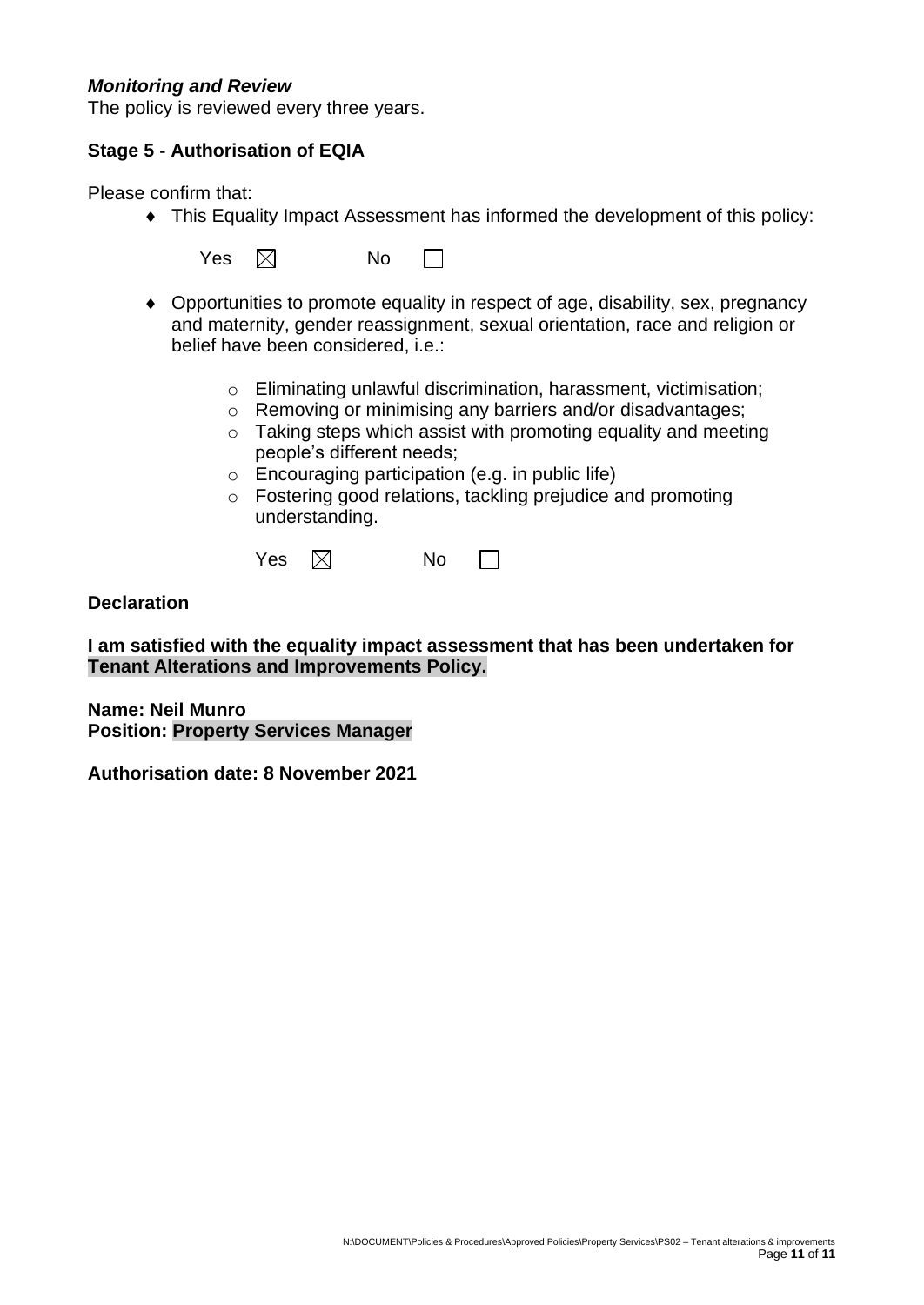***Monitoring and Review***

The policy is reviewed every three years.

### Stage 5 - Authorisation of EQIA

Please confirm that:

- This Equality Impact Assessment has informed the development of this policy:

  Yes ☒ No ☐

- Opportunities to promote equality in respect of age, disability, sex, pregnancy and maternity, gender reassignment, sexual orientation, race and religion or belief have been considered, i.e.:

  - Eliminating unlawful discrimination, harassment, victimisation;
  - Removing or minimising any barriers and/or disadvantages;
  - Taking steps which assist with promoting equality and meeting people's different needs;
  - Encouraging participation (e.g. in public life)
  - Fostering good relations, tackling prejudice and promoting understanding.

  Yes ☒ No ☐

### Declaration

**I am satisfied with the equality impact assessment that has been undertaken for Tenant Alterations and Improvements Policy.**

**Name: Neil Munro**
**Position: Property Services Manager**

**Authorisation date: 8 November 2021**

N:\DOCUMENT\Policies & Procedures\Approved Policies\Property Services\PS02 – Tenant alterations & improvements